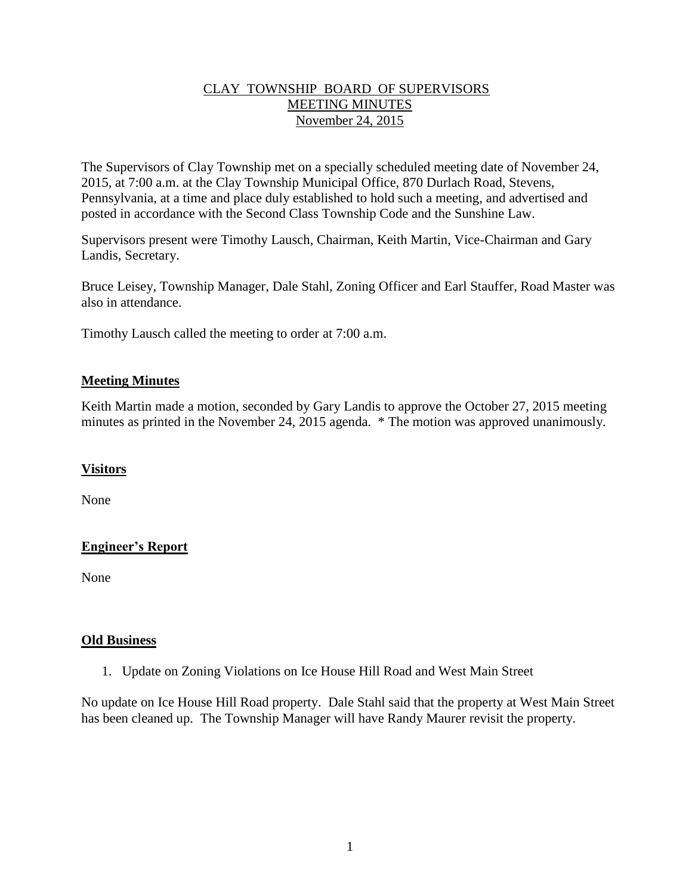# CLAY TOWNSHIP BOARD OF SUPERVISORS
## MEETING MINUTES
### November 24, 2015

The Supervisors of Clay Township met on a specially scheduled meeting date of November 24, 2015, at 7:00 a.m. at the Clay Township Municipal Office, 870 Durlach Road, Stevens, Pennsylvania, at a time and place duly established to hold such a meeting, and advertised and posted in accordance with the Second Class Township Code and the Sunshine Law.

Supervisors present were Timothy Lausch, Chairman, Keith Martin, Vice-Chairman and Gary Landis, Secretary.

Bruce Leisey, Township Manager, Dale Stahl, Zoning Officer and Earl Stauffer, Road Master was also in attendance.

Timothy Lausch called the meeting to order at 7:00 a.m.

**Meeting Minutes**

Keith Martin made a motion, seconded by Gary Landis to approve the October 27, 2015 meeting minutes as printed in the November 24, 2015 agenda. * The motion was approved unanimously.

**Visitors**

None

**Engineer's Report**

None

**Old Business**

1. Update on Zoning Violations on Ice House Hill Road and West Main Street

No update on Ice House Hill Road property. Dale Stahl said that the property at West Main Street has been cleaned up. The Township Manager will have Randy Maurer revisit the property.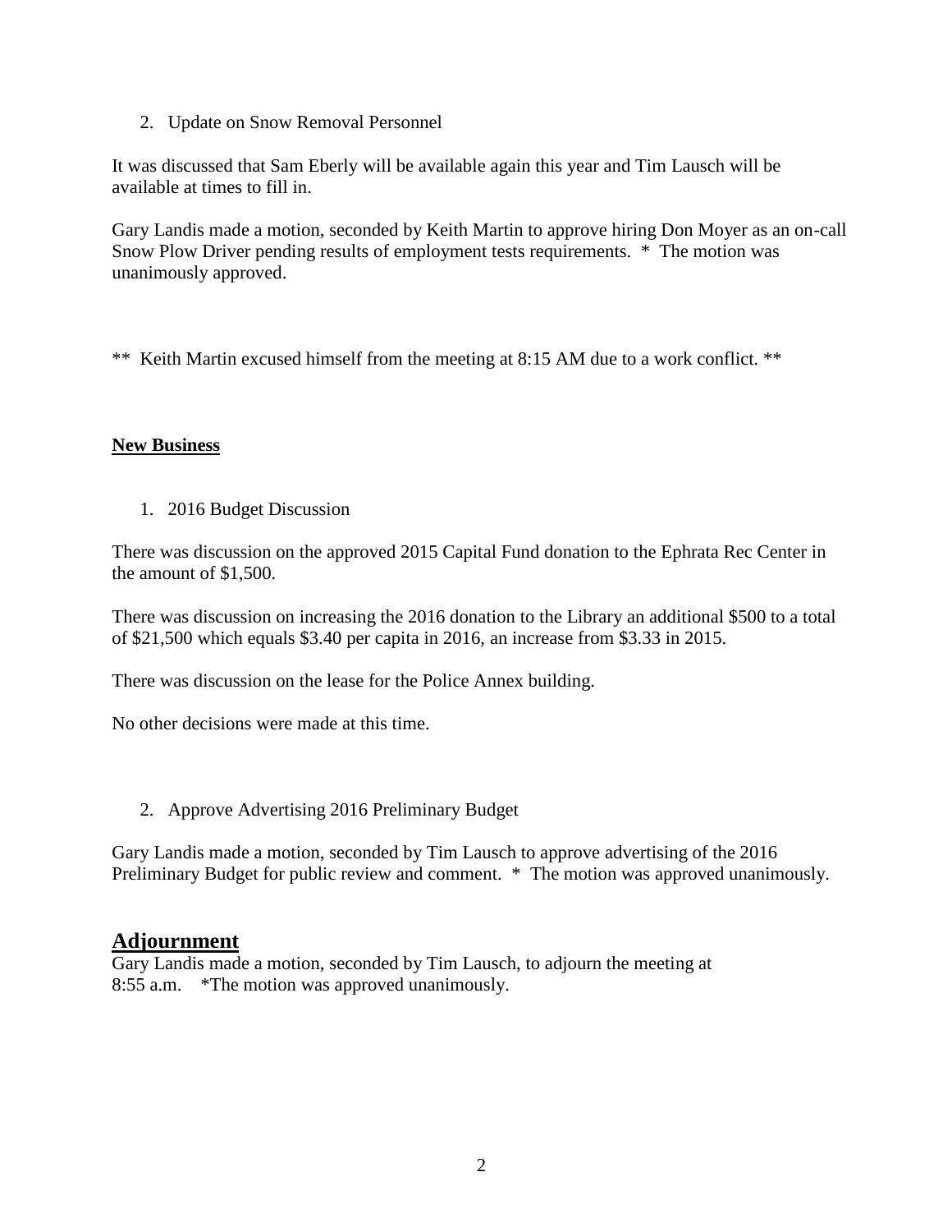2. Update on Snow Removal Personnel

It was discussed that Sam Eberly will be available again this year and Tim Lausch will be available at times to fill in.

Gary Landis made a motion, seconded by Keith Martin to approve hiring Don Moyer as an on-call Snow Plow Driver pending results of employment tests requirements. * The motion was unanimously approved.

** Keith Martin excused himself from the meeting at 8:15 AM due to a work conflict. **

**New Business**

1. 2016 Budget Discussion

There was discussion on the approved 2015 Capital Fund donation to the Ephrata Rec Center in the amount of $1,500.

There was discussion on increasing the 2016 donation to the Library an additional $500 to a total of $21,500 which equals $3.40 per capita in 2016, an increase from $3.33 in 2015.

There was discussion on the lease for the Police Annex building.

No other decisions were made at this time.

2. Approve Advertising 2016 Preliminary Budget

Gary Landis made a motion, seconded by Tim Lausch to approve advertising of the 2016 Preliminary Budget for public review and comment. * The motion was approved unanimously.

## Adjournment

Gary Landis made a motion, seconded by Tim Lausch, to adjourn the meeting at 8:55 a.m. *The motion was approved unanimously.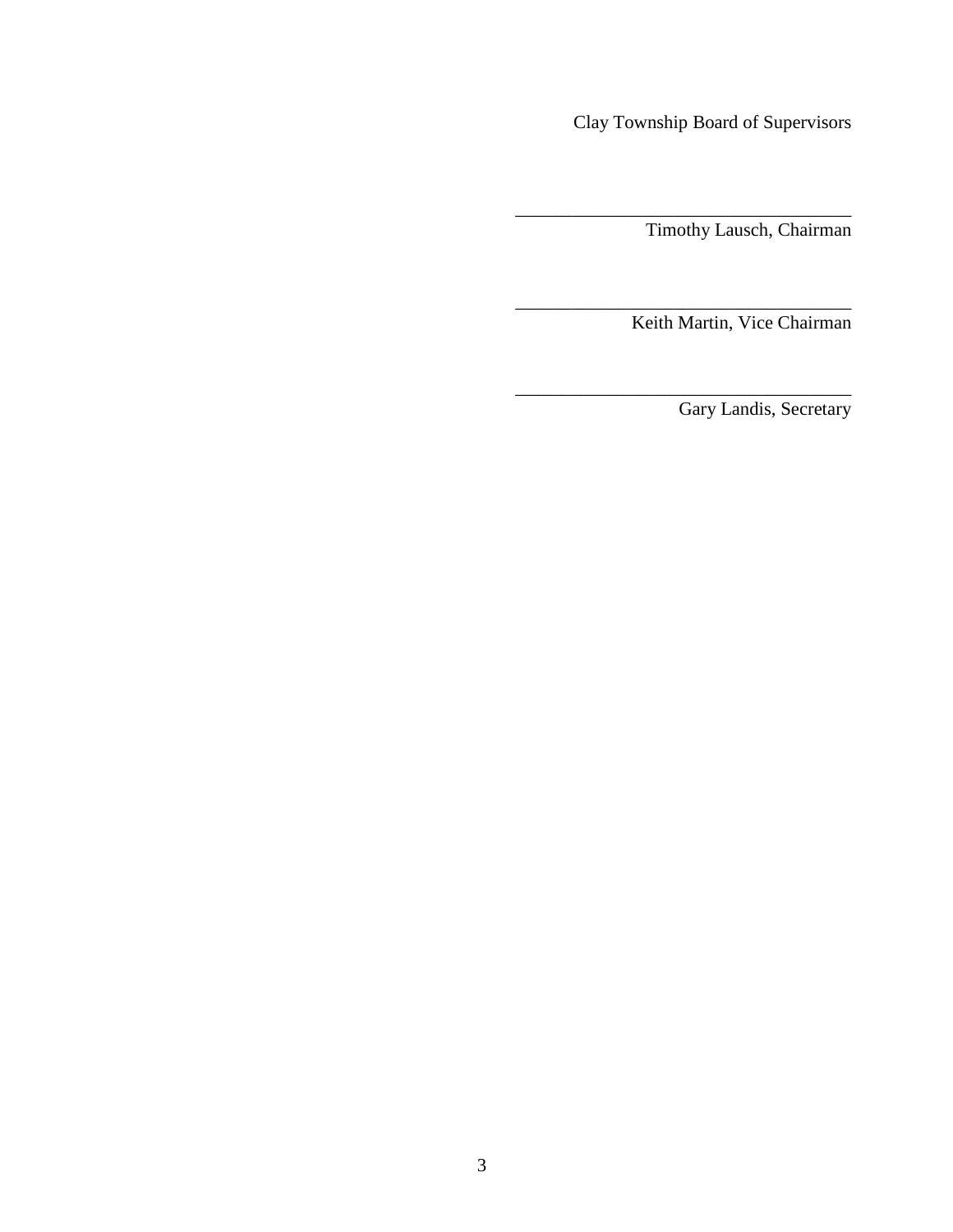Clay Township Board of Supervisors

_____________________________________
Timothy Lausch, Chairman

_____________________________________
Keith Martin, Vice Chairman

_____________________________________
Gary Landis, Secretary